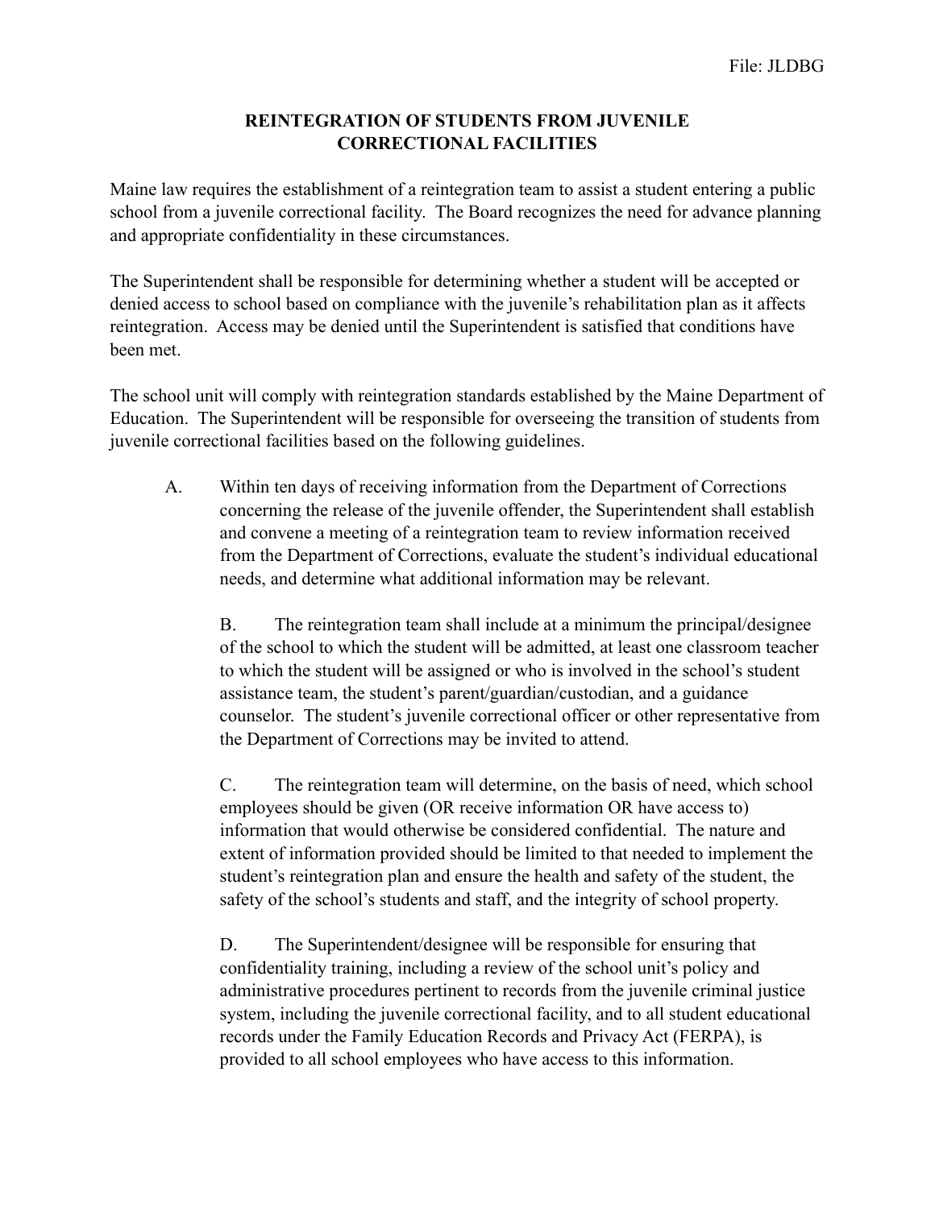File: JLDBG

# REINTEGRATION OF STUDENTS FROM JUVENILE CORRECTIONAL FACILITIES

Maine law requires the establishment of a reintegration team to assist a student entering a public school from a juvenile correctional facility. The Board recognizes the need for advance planning and appropriate confidentiality in these circumstances.

The Superintendent shall be responsible for determining whether a student will be accepted or denied access to school based on compliance with the juvenile's rehabilitation plan as it affects reintegration. Access may be denied until the Superintendent is satisfied that conditions have been met.

The school unit will comply with reintegration standards established by the Maine Department of Education. The Superintendent will be responsible for overseeing the transition of students from juvenile correctional facilities based on the following guidelines.

A. Within ten days of receiving information from the Department of Corrections concerning the release of the juvenile offender, the Superintendent shall establish and convene a meeting of a reintegration team to review information received from the Department of Corrections, evaluate the student's individual educational needs, and determine what additional information may be relevant.

B. The reintegration team shall include at a minimum the principal/designee of the school to which the student will be admitted, at least one classroom teacher to which the student will be assigned or who is involved in the school's student assistance team, the student's parent/guardian/custodian, and a guidance counselor. The student's juvenile correctional officer or other representative from the Department of Corrections may be invited to attend.

C. The reintegration team will determine, on the basis of need, which school employees should be given (OR receive information OR have access to) information that would otherwise be considered confidential. The nature and extent of information provided should be limited to that needed to implement the student's reintegration plan and ensure the health and safety of the student, the safety of the school's students and staff, and the integrity of school property.

D. The Superintendent/designee will be responsible for ensuring that confidentiality training, including a review of the school unit's policy and administrative procedures pertinent to records from the juvenile criminal justice system, including the juvenile correctional facility, and to all student educational records under the Family Education Records and Privacy Act (FERPA), is provided to all school employees who have access to this information.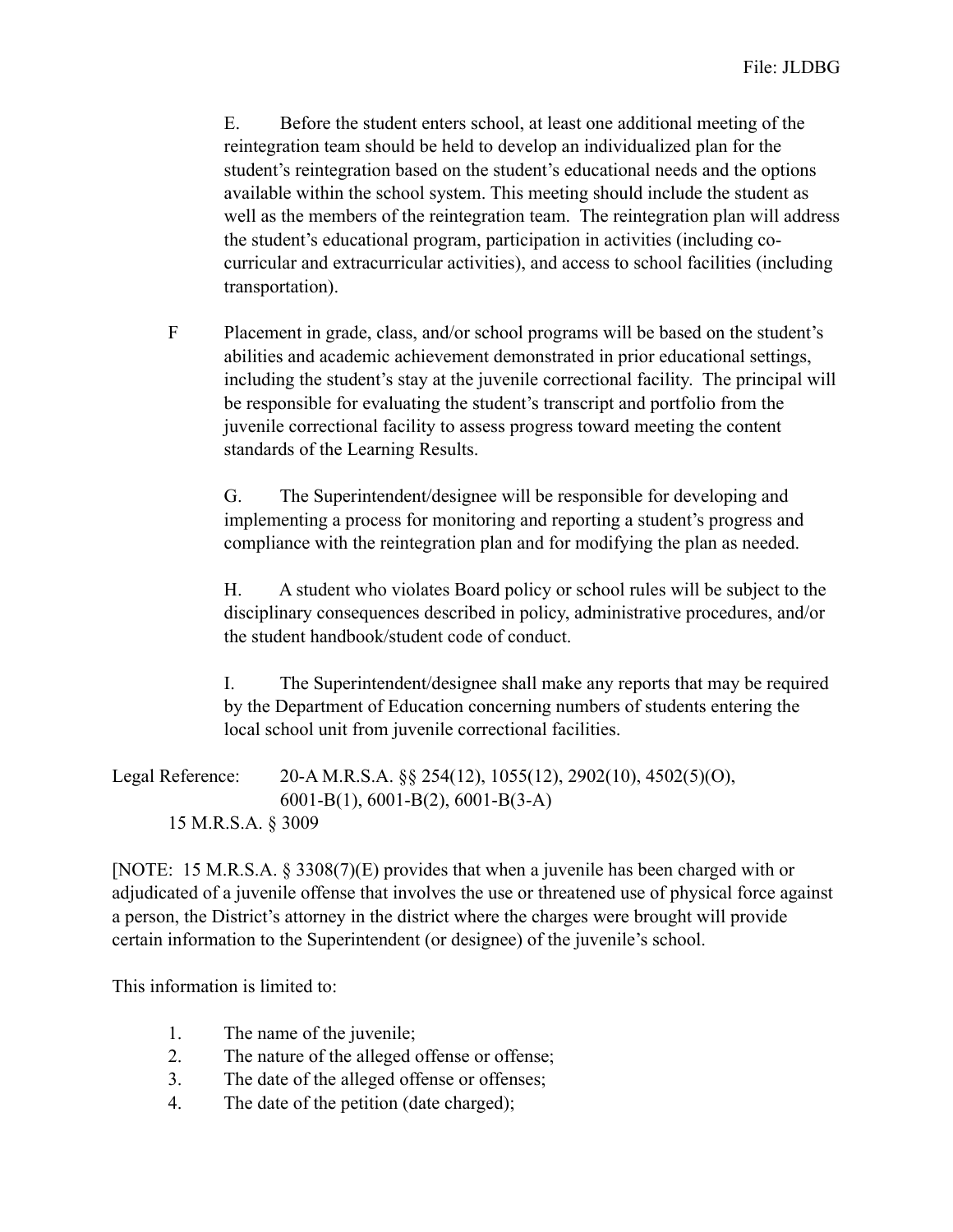E. Before the student enters school, at least one additional meeting of the reintegration team should be held to develop an individualized plan for the student's reintegration based on the student's educational needs and the options available within the school system. This meeting should include the student as well as the members of the reintegration team. The reintegration plan will address the student's educational program, participation in activities (including co-curricular and extracurricular activities), and access to school facilities (including transportation).

F Placement in grade, class, and/or school programs will be based on the student's abilities and academic achievement demonstrated in prior educational settings, including the student's stay at the juvenile correctional facility. The principal will be responsible for evaluating the student's transcript and portfolio from the juvenile correctional facility to assess progress toward meeting the content standards of the Learning Results.

G. The Superintendent/designee will be responsible for developing and implementing a process for monitoring and reporting a student's progress and compliance with the reintegration plan and for modifying the plan as needed.

H. A student who violates Board policy or school rules will be subject to the disciplinary consequences described in policy, administrative procedures, and/or the student handbook/student code of conduct.

I. The Superintendent/designee shall make any reports that may be required by the Department of Education concerning numbers of students entering the local school unit from juvenile correctional facilities.

Legal Reference: 20-A M.R.S.A. §§ 254(12), 1055(12), 2902(10), 4502(5)(O), 6001-B(1), 6001-B(2), 6001-B(3-A)
15 M.R.S.A. § 3009

[NOTE: 15 M.R.S.A. § 3308(7)(E) provides that when a juvenile has been charged with or adjudicated of a juvenile offense that involves the use or threatened use of physical force against a person, the District's attorney in the district where the charges were brought will provide certain information to the Superintendent (or designee) of the juvenile's school.

This information is limited to:

1. The name of the juvenile;
2. The nature of the alleged offense or offense;
3. The date of the alleged offense or offenses;
4. The date of the petition (date charged);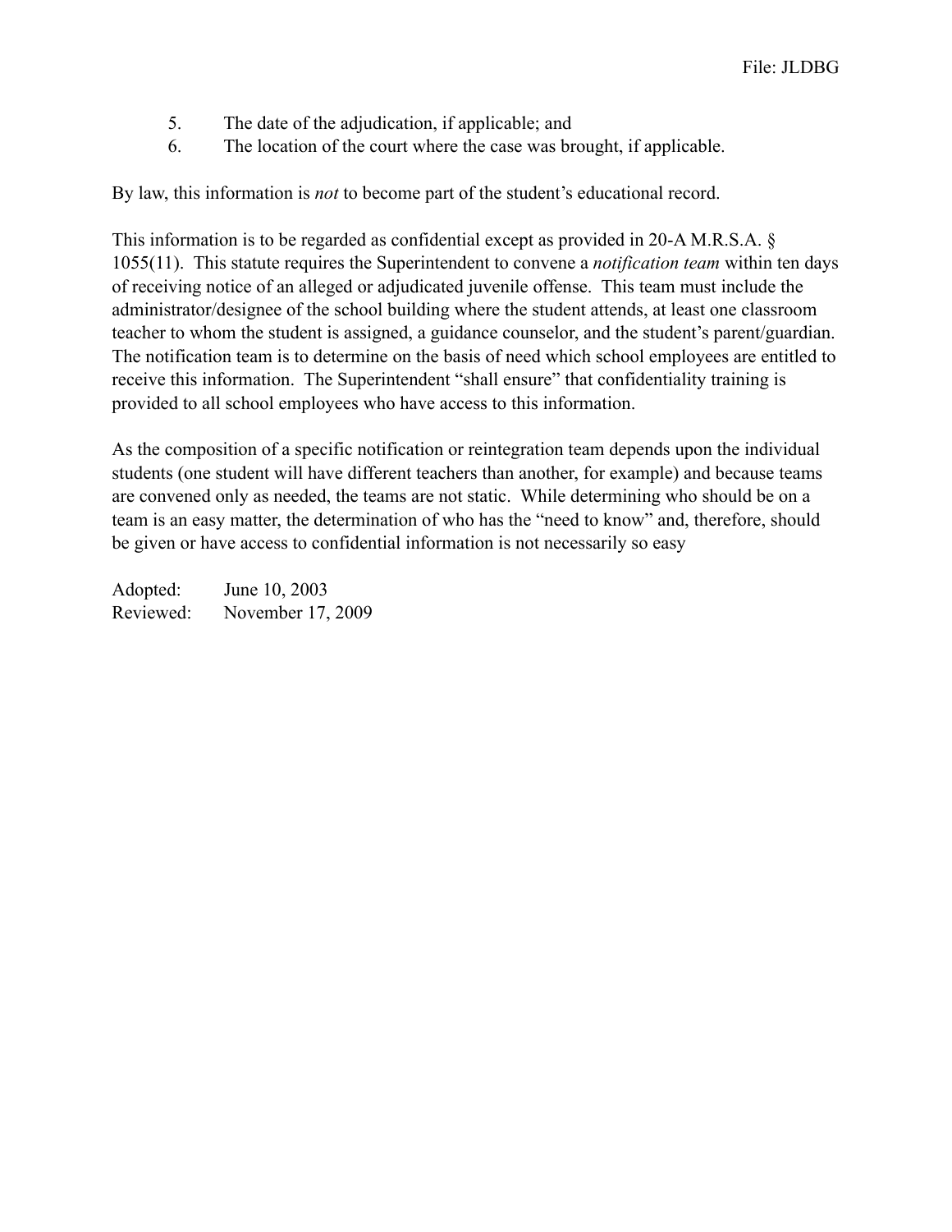5. The date of the adjudication, if applicable; and
6. The location of the court where the case was brought, if applicable.

By law, this information is *not* to become part of the student's educational record.

This information is to be regarded as confidential except as provided in 20-A M.R.S.A. § 1055(11). This statute requires the Superintendent to convene a *notification team* within ten days of receiving notice of an alleged or adjudicated juvenile offense. This team must include the administrator/designee of the school building where the student attends, at least one classroom teacher to whom the student is assigned, a guidance counselor, and the student's parent/guardian. The notification team is to determine on the basis of need which school employees are entitled to receive this information. The Superintendent "shall ensure" that confidentiality training is provided to all school employees who have access to this information.

As the composition of a specific notification or reintegration team depends upon the individual students (one student will have different teachers than another, for example) and because teams are convened only as needed, the teams are not static. While determining who should be on a team is an easy matter, the determination of who has the "need to know" and, therefore, should be given or have access to confidential information is not necessarily so easy

Adopted: June 10, 2003
Reviewed: November 17, 2009